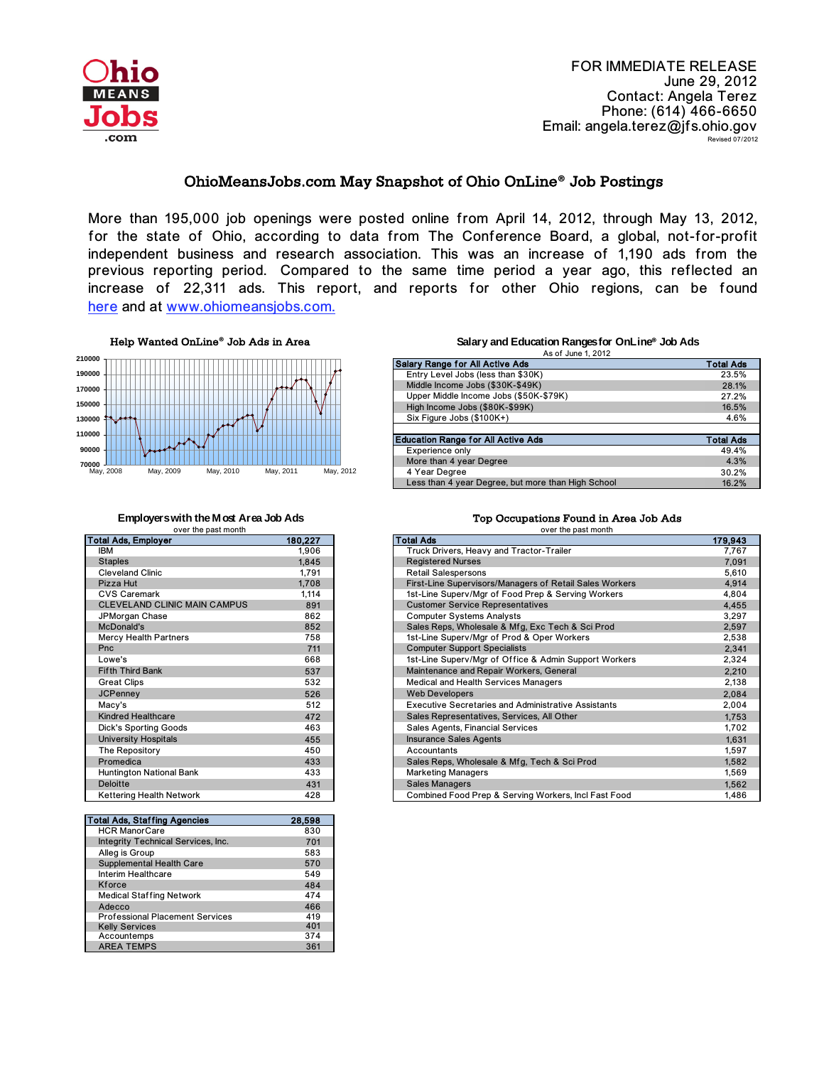Ohio MEANS Jobs .com

FOR IMMEDIATE RELEASE
June 29, 2012
Contact: Angela Terez
Phone: (614) 466-6650
Email: angela.terez@jfs.ohio.gov
Revised 07/2012

# OhioMeansJobs.com May Snapshot of Ohio OnLine® Job Postings

More than 195,000 job openings were posted online from April 14, 2012, through May 13, 2012, for the state of Ohio, according to data from The Conference Board, a global, not-for-profit independent business and research association. This was an increase of 1,190 ads from the previous reporting period. Compared to the same time period a year ago, this reflected an increase of 22,311 ads. This report, and reports for other Ohio regions, can be found here and at www.ohiomeansjobs.com.

### Help Wanted OnLine® Job Ads in Area

(Chart: y-axis 70000 to 210000; x-axis May, 2008; May, 2009; May, 2010; May, 2011; May, 2012)

### Salary and Education Ranges for OnLine® Job Ads

As of June 1, 2012

| Salary Range for All Active Ads | Total Ads |
|---|---|
| Entry Level Jobs (less than $30K) | 23.5% |
| Middle Income Jobs ($30K-$49K) | 28.1% |
| Upper Middle Income Jobs ($50K-$79K) | 27.2% |
| High Income Jobs ($80K-$99K) | 16.5% |
| Six Figure Jobs ($100K+) | 4.6% |

| Education Range for All Active Ads | Total Ads |
|---|---|
| Experience only | 49.4% |
| More than 4 year Degree | 4.3% |
| 4 Year Degree | 30.2% |
| Less than 4 year Degree, but more than High School | 16.2% |

### Employers with the Most Area Job Ads

over the past month

| Total Ads, Employer | 180,227 |
|---|---|
| IBM | 1,906 |
| Staples | 1,845 |
| Cleveland Clinic | 1,791 |
| Pizza Hut | 1,708 |
| CVS Caremark | 1,114 |
| CLEVELAND CLINIC MAIN CAMPUS | 891 |
| JPMorgan Chase | 862 |
| McDonald's | 852 |
| Mercy Health Partners | 758 |
| Pnc | 711 |
| Lowe's | 668 |
| Fifth Third Bank | 537 |
| Great Clips | 532 |
| JCPenney | 526 |
| Macy's | 512 |
| Kindred Healthcare | 472 |
| Dick's Sporting Goods | 463 |
| University Hospitals | 455 |
| The Repository | 450 |
| Promedica | 433 |
| Huntington National Bank | 433 |
| Deloitte | 431 |
| Kettering Health Network | 428 |

| Total Ads, Staffing Agencies | 28,598 |
|---|---|
| HCR ManorCare | 830 |
| Integrity Technical Services, Inc. | 701 |
| Alleg is Group | 583 |
| Supplemental Health Care | 570 |
| Interim Healthcare | 549 |
| Kforce | 484 |
| Medical Staffing Network | 474 |
| Adecco | 466 |
| Professional Placement Services | 419 |
| Kelly Services | 401 |
| Accountemps | 374 |
| AREA TEMPS | 361 |

### Top Occupations Found in Area Job Ads

over the past month

| Total Ads | 179,943 |
|---|---|
| Truck Drivers, Heavy and Tractor-Trailer | 7,767 |
| Registered Nurses | 7,091 |
| Retail Salespersons | 5,610 |
| First-Line Supervisors/Managers of Retail Sales Workers | 4,914 |
| 1st-Line Superv/Mgr of Food Prep & Serving Workers | 4,804 |
| Customer Service Representatives | 4,455 |
| Computer Systems Analysts | 3,297 |
| Sales Reps, Wholesale & Mfg, Exc Tech & Sci Prod | 2,597 |
| 1st-Line Superv/Mgr of Prod & Oper Workers | 2,538 |
| Computer Support Specialists | 2,341 |
| 1st-Line Superv/Mgr of Office & Admin Support Workers | 2,324 |
| Maintenance and Repair Workers, General | 2,210 |
| Medical and Health Services Managers | 2,138 |
| Web Developers | 2,084 |
| Executive Secretaries and Administrative Assistants | 2,004 |
| Sales Representatives, Services, All Other | 1,753 |
| Sales Agents, Financial Services | 1,702 |
| Insurance Sales Agents | 1,631 |
| Accountants | 1,597 |
| Sales Reps, Wholesale & Mfg, Tech & Sci Prod | 1,582 |
| Marketing Managers | 1,569 |
| Sales Managers | 1,562 |
| Combined Food Prep & Serving Workers, Incl Fast Food | 1,486 |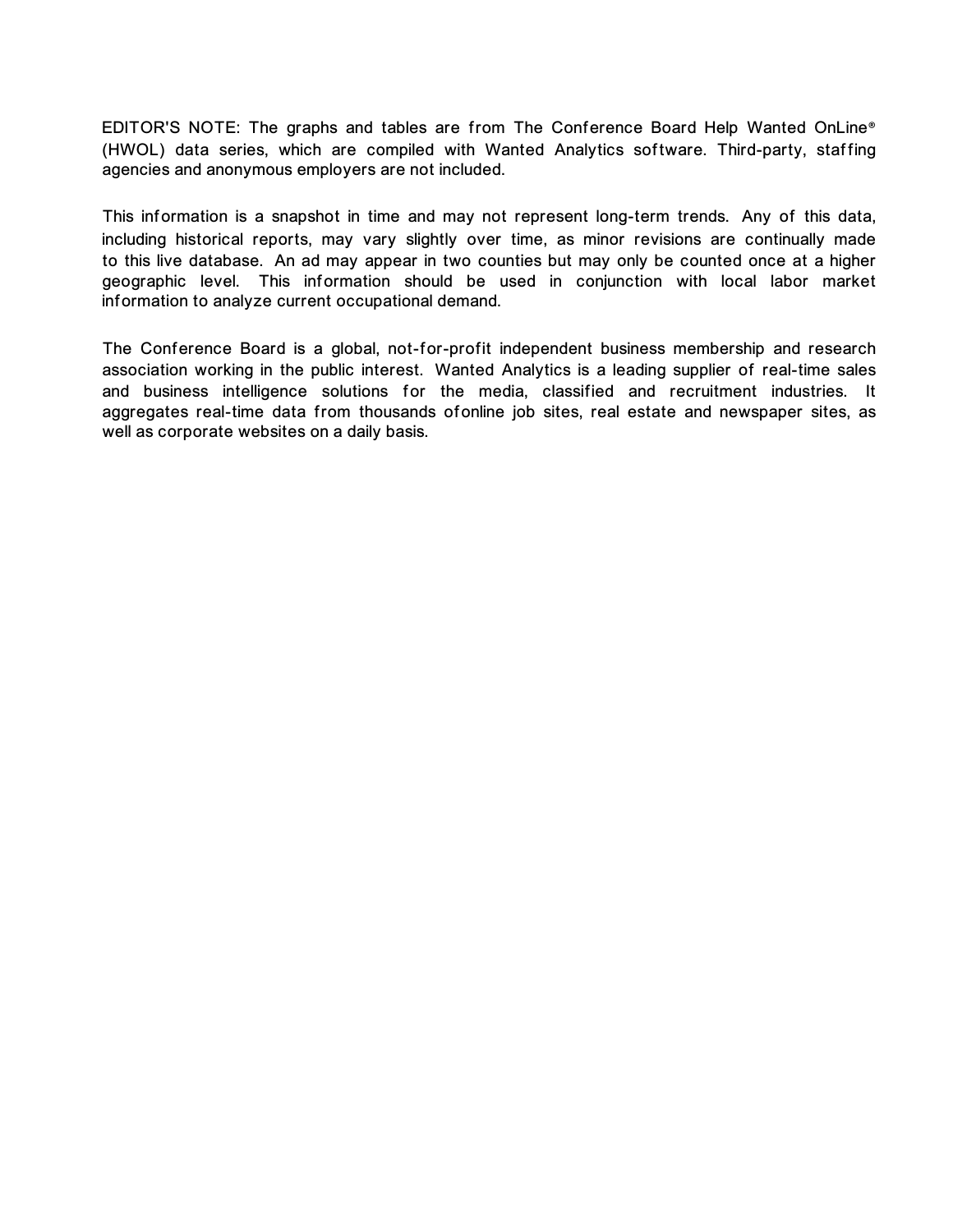EDITOR'S NOTE: The graphs and tables are from The Conference Board Help Wanted OnLine® (HWOL) data series, which are compiled with Wanted Analytics software. Third-party, staffing agencies and anonymous employers are not included.

This information is a snapshot in time and may not represent long-term trends. Any of this data, including historical reports, may vary slightly over time, as minor revisions are continually made to this live database. An ad may appear in two counties but may only be counted once at a higher geographic level. This information should be used in conjunction with local labor market information to analyze current occupational demand.

The Conference Board is a global, not-for-profit independent business membership and research association working in the public interest. Wanted Analytics is a leading supplier of real-time sales and business intelligence solutions for the media, classified and recruitment industries. It aggregates real-time data from thousands ofonline job sites, real estate and newspaper sites, as well as corporate websites on a daily basis.